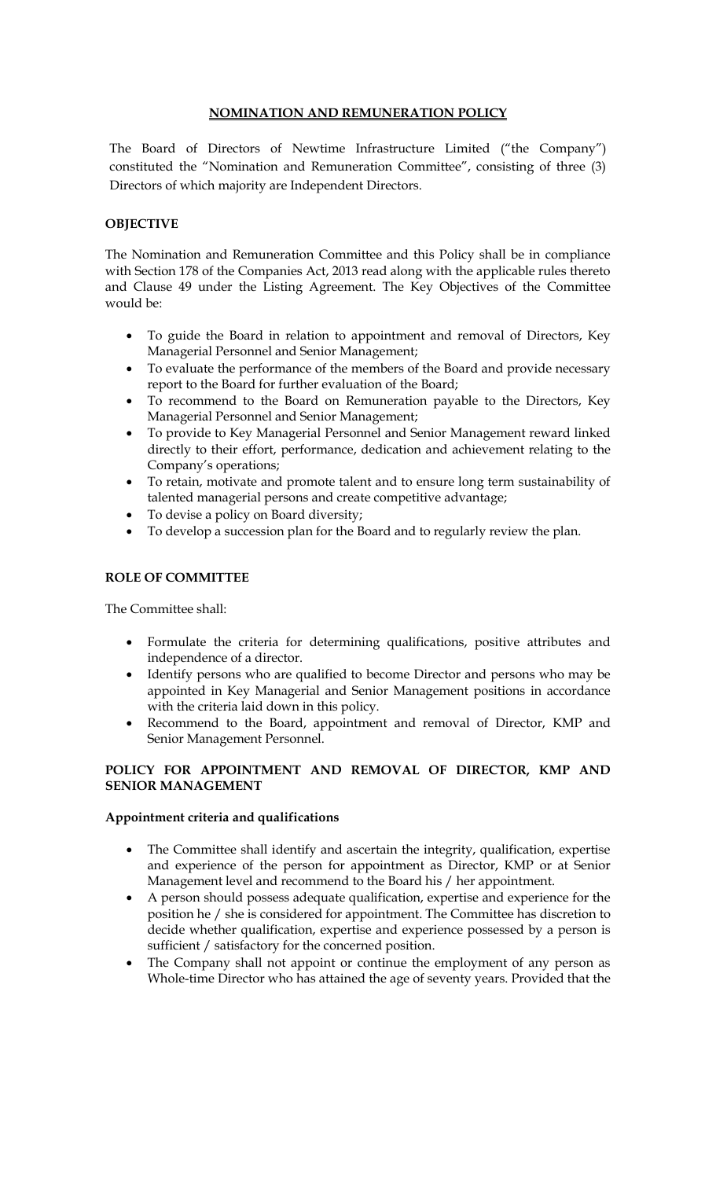# NOMINATION AND REMUNERATION POLICY

The Board of Directors of Newtime Infrastructure Limited ("the Company") constituted the "Nomination and Remuneration Committee", consisting of three (3) Directors of which majority are Independent Directors.

## OBJECTIVE

The Nomination and Remuneration Committee and this Policy shall be in compliance with Section 178 of the Companies Act, 2013 read along with the applicable rules thereto and Clause 49 under the Listing Agreement. The Key Objectives of the Committee would be:

- To guide the Board in relation to appointment and removal of Directors, Key Managerial Personnel and Senior Management;
- To evaluate the performance of the members of the Board and provide necessary report to the Board for further evaluation of the Board;
- To recommend to the Board on Remuneration payable to the Directors, Key Managerial Personnel and Senior Management;
- To provide to Key Managerial Personnel and Senior Management reward linked directly to their effort, performance, dedication and achievement relating to the Company's operations;
- To retain, motivate and promote talent and to ensure long term sustainability of talented managerial persons and create competitive advantage;
- To devise a policy on Board diversity;
- To develop a succession plan for the Board and to regularly review the plan.

## ROLE OF COMMITTEE

The Committee shall:

- Formulate the criteria for determining qualifications, positive attributes and independence of a director.
- Identify persons who are qualified to become Director and persons who may be appointed in Key Managerial and Senior Management positions in accordance with the criteria laid down in this policy.
- Recommend to the Board, appointment and removal of Director, KMP and Senior Management Personnel.

## POLICY FOR APPOINTMENT AND REMOVAL OF DIRECTOR, KMP AND SENIOR MANAGEMENT

### Appointment criteria and qualifications

- The Committee shall identify and ascertain the integrity, qualification, expertise and experience of the person for appointment as Director, KMP or at Senior Management level and recommend to the Board his / her appointment.
- A person should possess adequate qualification, expertise and experience for the position he / she is considered for appointment. The Committee has discretion to decide whether qualification, expertise and experience possessed by a person is sufficient / satisfactory for the concerned position.
- The Company shall not appoint or continue the employment of any person as Whole-time Director who has attained the age of seventy years. Provided that the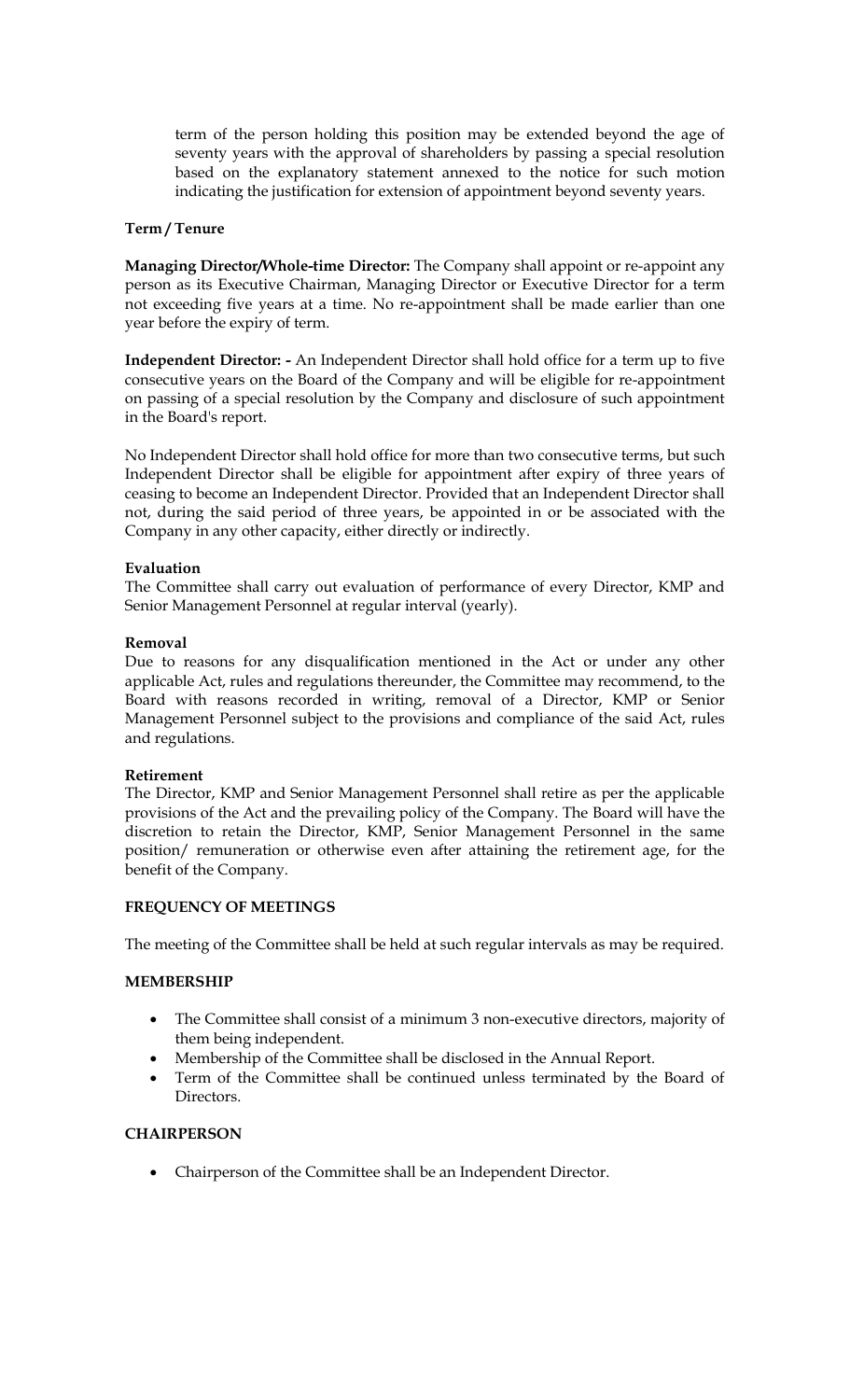term of the person holding this position may be extended beyond the age of seventy years with the approval of shareholders by passing a special resolution based on the explanatory statement annexed to the notice for such motion indicating the justification for extension of appointment beyond seventy years.

**Term / Tenure**

**Managing Director/Whole-time Director:** The Company shall appoint or re-appoint any person as its Executive Chairman, Managing Director or Executive Director for a term not exceeding five years at a time. No re-appointment shall be made earlier than one year before the expiry of term.

**Independent Director: -** An Independent Director shall hold office for a term up to five consecutive years on the Board of the Company and will be eligible for re-appointment on passing of a special resolution by the Company and disclosure of such appointment in the Board's report.

No Independent Director shall hold office for more than two consecutive terms, but such Independent Director shall be eligible for appointment after expiry of three years of ceasing to become an Independent Director. Provided that an Independent Director shall not, during the said period of three years, be appointed in or be associated with the Company in any other capacity, either directly or indirectly.

**Evaluation**

The Committee shall carry out evaluation of performance of every Director, KMP and Senior Management Personnel at regular interval (yearly).

**Removal**

Due to reasons for any disqualification mentioned in the Act or under any other applicable Act, rules and regulations thereunder, the Committee may recommend, to the Board with reasons recorded in writing, removal of a Director, KMP or Senior Management Personnel subject to the provisions and compliance of the said Act, rules and regulations.

**Retirement**

The Director, KMP and Senior Management Personnel shall retire as per the applicable provisions of the Act and the prevailing policy of the Company. The Board will have the discretion to retain the Director, KMP, Senior Management Personnel in the same position/ remuneration or otherwise even after attaining the retirement age, for the benefit of the Company.

**FREQUENCY OF MEETINGS**

The meeting of the Committee shall be held at such regular intervals as may be required.

**MEMBERSHIP**

- The Committee shall consist of a minimum 3 non-executive directors, majority of them being independent.
- Membership of the Committee shall be disclosed in the Annual Report.
- Term of the Committee shall be continued unless terminated by the Board of Directors.

**CHAIRPERSON**

- Chairperson of the Committee shall be an Independent Director.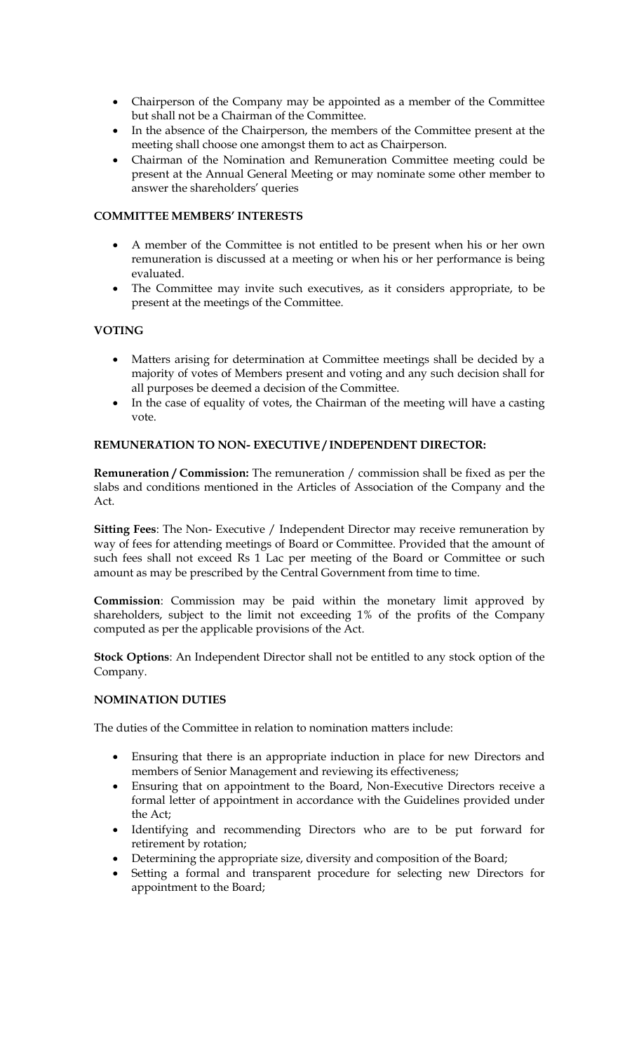- Chairperson of the Company may be appointed as a member of the Committee but shall not be a Chairman of the Committee.
- In the absence of the Chairperson, the members of the Committee present at the meeting shall choose one amongst them to act as Chairperson.
- Chairman of the Nomination and Remuneration Committee meeting could be present at the Annual General Meeting or may nominate some other member to answer the shareholders' queries

**COMMITTEE MEMBERS' INTERESTS**

- A member of the Committee is not entitled to be present when his or her own remuneration is discussed at a meeting or when his or her performance is being evaluated.
- The Committee may invite such executives, as it considers appropriate, to be present at the meetings of the Committee.

**VOTING**

- Matters arising for determination at Committee meetings shall be decided by a majority of votes of Members present and voting and any such decision shall for all purposes be deemed a decision of the Committee.
- In the case of equality of votes, the Chairman of the meeting will have a casting vote.

**REMUNERATION TO NON- EXECUTIVE / INDEPENDENT DIRECTOR:**

**Remuneration / Commission:** The remuneration / commission shall be fixed as per the slabs and conditions mentioned in the Articles of Association of the Company and the Act.

**Sitting Fees**: The Non- Executive / Independent Director may receive remuneration by way of fees for attending meetings of Board or Committee. Provided that the amount of such fees shall not exceed Rs 1 Lac per meeting of the Board or Committee or such amount as may be prescribed by the Central Government from time to time.

**Commission**: Commission may be paid within the monetary limit approved by shareholders, subject to the limit not exceeding 1% of the profits of the Company computed as per the applicable provisions of the Act.

**Stock Options**: An Independent Director shall not be entitled to any stock option of the Company.

**NOMINATION DUTIES**

The duties of the Committee in relation to nomination matters include:

- Ensuring that there is an appropriate induction in place for new Directors and members of Senior Management and reviewing its effectiveness;
- Ensuring that on appointment to the Board, Non-Executive Directors receive a formal letter of appointment in accordance with the Guidelines provided under the Act;
- Identifying and recommending Directors who are to be put forward for retirement by rotation;
- Determining the appropriate size, diversity and composition of the Board;
- Setting a formal and transparent procedure for selecting new Directors for appointment to the Board;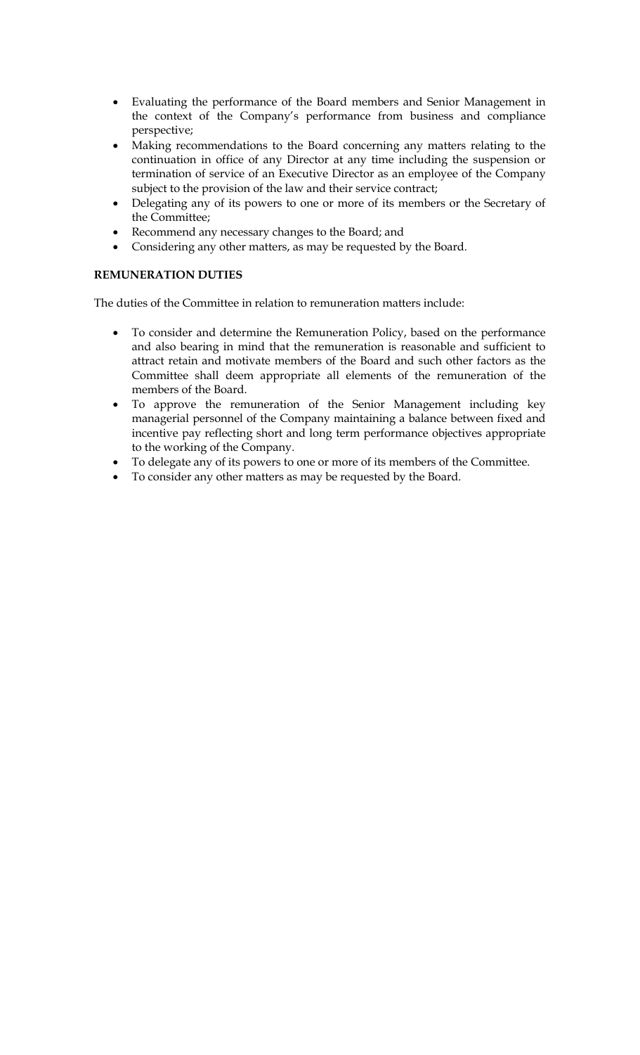- Evaluating the performance of the Board members and Senior Management in the context of the Company's performance from business and compliance perspective;
- Making recommendations to the Board concerning any matters relating to the continuation in office of any Director at any time including the suspension or termination of service of an Executive Director as an employee of the Company subject to the provision of the law and their service contract;
- Delegating any of its powers to one or more of its members or the Secretary of the Committee;
- Recommend any necessary changes to the Board; and
- Considering any other matters, as may be requested by the Board.

**REMUNERATION DUTIES**

The duties of the Committee in relation to remuneration matters include:

- To consider and determine the Remuneration Policy, based on the performance and also bearing in mind that the remuneration is reasonable and sufficient to attract retain and motivate members of the Board and such other factors as the Committee shall deem appropriate all elements of the remuneration of the members of the Board.
- To approve the remuneration of the Senior Management including key managerial personnel of the Company maintaining a balance between fixed and incentive pay reflecting short and long term performance objectives appropriate to the working of the Company.
- To delegate any of its powers to one or more of its members of the Committee.
- To consider any other matters as may be requested by the Board.